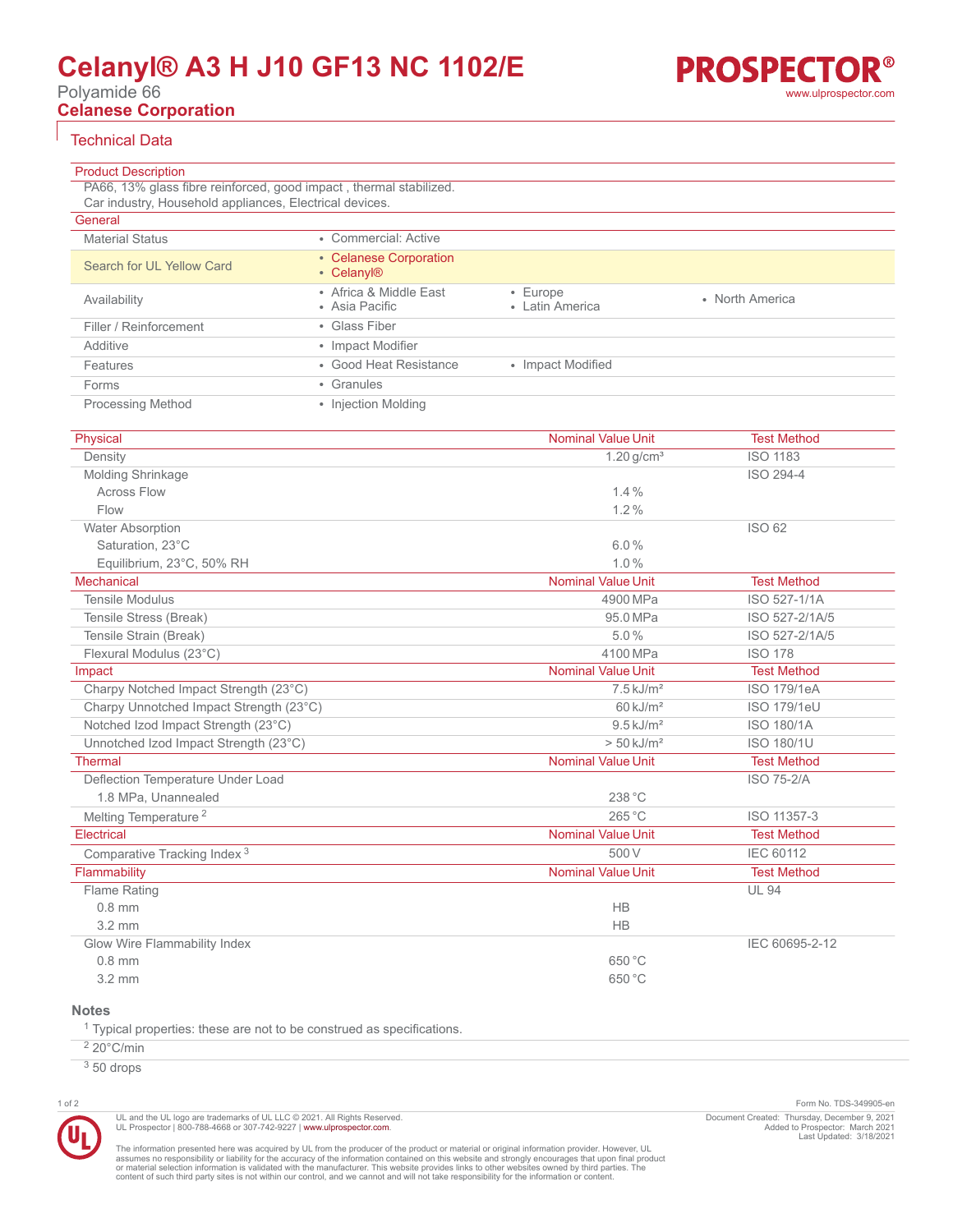# Celanyl® A3 H J10 GF13 NC 1102/E

Polyamide 66

**Celanese Corporation**

## Technical Data

### Product Description

PA66, 13% glass fibre reinforced, good impact , thermal stabilized.
Car industry, Household appliances, Electrical devices.

### General

| | | | |
|---|---|---|---|
| Material Status | • Commercial: Active | | |
| Search for UL Yellow Card | • Celanese Corporation<br>• Celanyl® | | |
| Availability | • Africa & Middle East<br>• Asia Pacific | • Europe<br>• Latin America | • North America |
| Filler / Reinforcement | • Glass Fiber | | |
| Additive | • Impact Modifier | | |
| Features | • Good Heat Resistance | • Impact Modified | |
| Forms | • Granules | | |
| Processing Method | • Injection Molding | | |

| Physical | Nominal Value Unit | Test Method |
|---|---|---|
| Density | 1.20 g/cm³ | ISO 1183 |
| Molding Shrinkage | | ISO 294-4 |
| Across Flow | 1.4 % | |
| Flow | 1.2 % | |
| Water Absorption | | ISO 62 |
| Saturation, 23°C | 6.0 % | |
| Equilibrium, 23°C, 50% RH | 1.0 % | |

| Mechanical | Nominal Value Unit | Test Method |
|---|---|---|
| Tensile Modulus | 4900 MPa | ISO 527-1/1A |
| Tensile Stress (Break) | 95.0 MPa | ISO 527-2/1A/5 |
| Tensile Strain (Break) | 5.0 % | ISO 527-2/1A/5 |
| Flexural Modulus (23°C) | 4100 MPa | ISO 178 |

| Impact | Nominal Value Unit | Test Method |
|---|---|---|
| Charpy Notched Impact Strength (23°C) | 7.5 kJ/m² | ISO 179/1eA |
| Charpy Unnotched Impact Strength (23°C) | 60 kJ/m² | ISO 179/1eU |
| Notched Izod Impact Strength (23°C) | 9.5 kJ/m² | ISO 180/1A |
| Unnotched Izod Impact Strength (23°C) | > 50 kJ/m² | ISO 180/1U |

| Thermal | Nominal Value Unit | Test Method |
|---|---|---|
| Deflection Temperature Under Load | | ISO 75-2/A |
| 1.8 MPa, Unannealed | 238 °C | |
| Melting Temperature [2] | 265 °C | ISO 11357-3 |

| Electrical | Nominal Value Unit | Test Method |
|---|---|---|
| Comparative Tracking Index [3] | 500 V | IEC 60112 |

| Flammability | Nominal Value Unit | Test Method |
|---|---|---|
| Flame Rating | | UL 94 |
| 0.8 mm | HB | |
| 3.2 mm | HB | |
| Glow Wire Flammability Index | | IEC 60695-2-12 |
| 0.8 mm | 650 °C | |
| 3.2 mm | 650 °C | |

### Notes

[1] Typical properties: these are not to be construed as specifications.

[2] 20°C/min

[3] 50 drops

Form No. TDS-349905-en

UL and the UL logo are trademarks of UL LLC © 2021. All Rights Reserved.
UL Prospector | 800-788-4668 or 307-742-9227 | www.ulprospector.com.

Document Created: Thursday, December 9, 2021
Added to Prospector: March 2021
Last Updated: 3/18/2021

The information presented here was acquired by UL from the producer of the product or material or original information provider. However, UL assumes no responsibility or liability for the accuracy of the information contained on this website and strongly encourages that upon final product or material selection information is validated with the manufacturer. This website provides links to other websites owned by third parties. The content of such third party sites is not within our control, and we cannot and will not take responsibility for the information or content.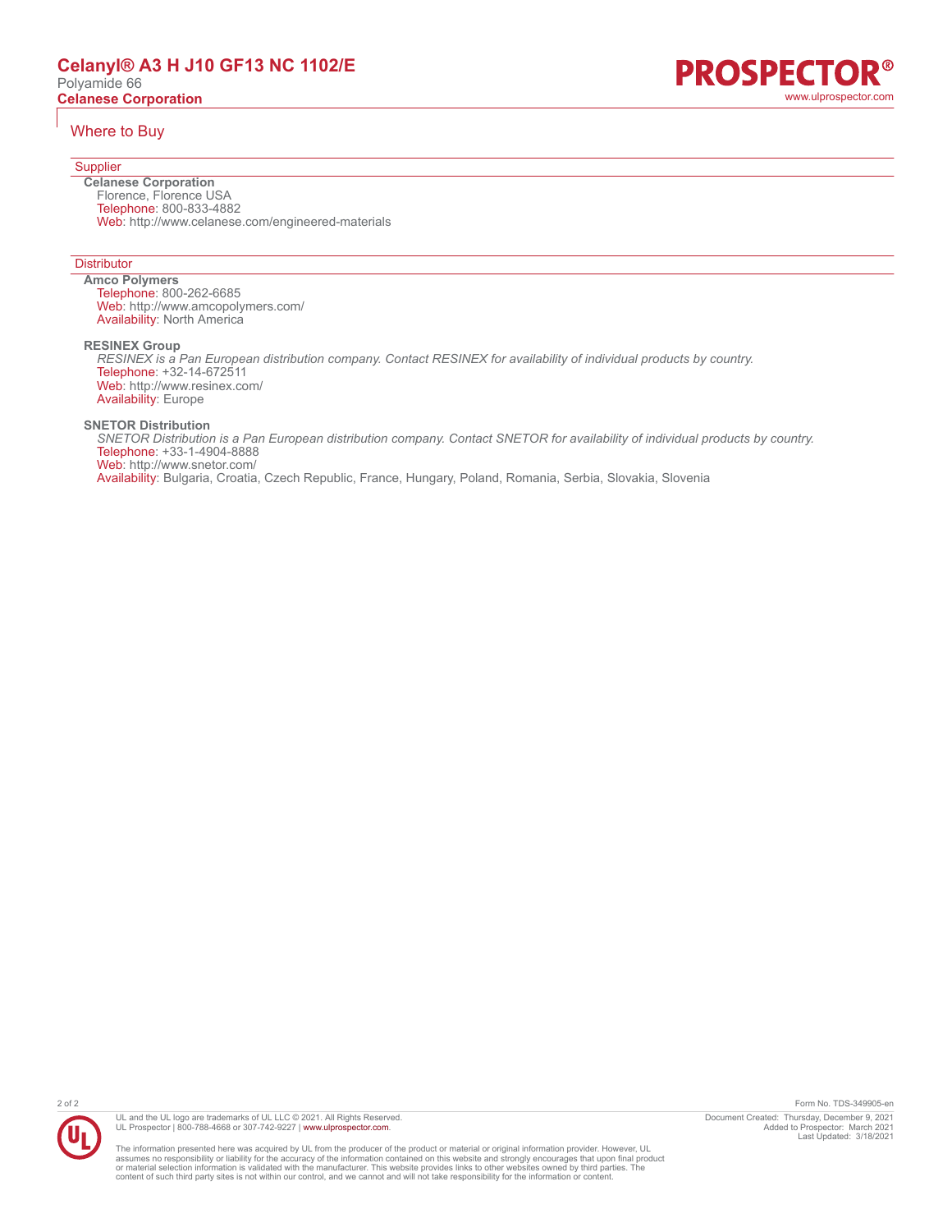## Where to Buy

### Supplier

**Celanese Corporation**
Florence, Florence USA
Telephone: 800-833-4882
Web: http://www.celanese.com/engineered-materials

### Distributor

**Amco Polymers**
Telephone: 800-262-6685
Web: http://www.amcopolymers.com/
Availability: North America

**RESINEX Group**
*RESINEX is a Pan European distribution company. Contact RESINEX for availability of individual products by country.*
Telephone: +32-14-672511
Web: http://www.resinex.com/
Availability: Europe

**SNETOR Distribution**
*SNETOR Distribution is a Pan European distribution company. Contact SNETOR for availability of individual products by country.*
Telephone: +33-1-4904-8888
Web: http://www.snetor.com/
Availability: Bulgaria, Croatia, Czech Republic, France, Hungary, Poland, Romania, Serbia, Slovakia, Slovenia